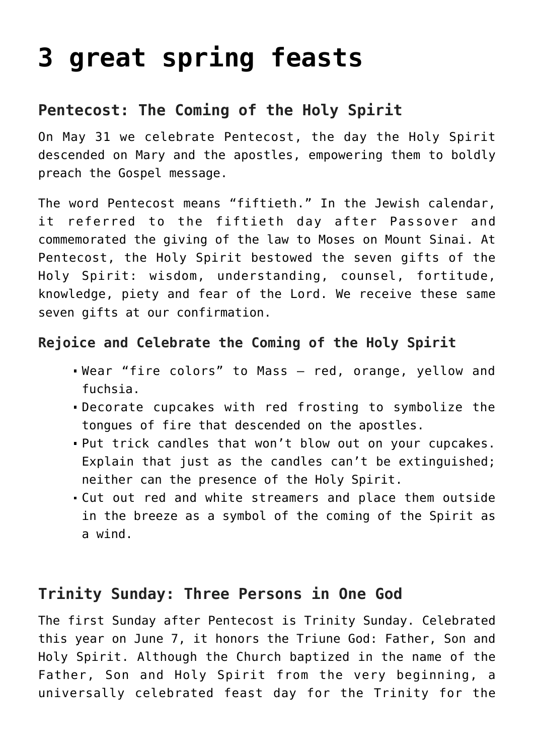# 3 great spring feasts

### Pentecost: The Coming of the Holy Spirit

On May 31 we celebrate Pentecost, the day the Holy Spirit descended on Mary and the apostles, empowering them to boldly preach the Gospel message.

The word Pentecost means "fiftieth." In the Jewish calendar, it referred to the fiftieth day after Passover and commemorated the giving of the law to Moses on Mount Sinai. At Pentecost, the Holy Spirit bestowed the seven gifts of the Holy Spirit: wisdom, understanding, counsel, fortitude, knowledge, piety and fear of the Lord. We receive these same seven gifts at our confirmation.

#### Rejoice and Celebrate the Coming of the Holy Spirit

- Wear "fire colors" to Mass – red, orange, yellow and fuchsia.
- Decorate cupcakes with red frosting to symbolize the tongues of fire that descended on the apostles.
- Put trick candles that won't blow out on your cupcakes. Explain that just as the candles can't be extinguished; neither can the presence of the Holy Spirit.
- Cut out red and white streamers and place them outside in the breeze as a symbol of the coming of the Spirit as a wind.

### Trinity Sunday: Three Persons in One God

The first Sunday after Pentecost is Trinity Sunday. Celebrated this year on June 7, it honors the Triune God: Father, Son and Holy Spirit. Although the Church baptized in the name of the Father, Son and Holy Spirit from the very beginning, a universally celebrated feast day for the Trinity for the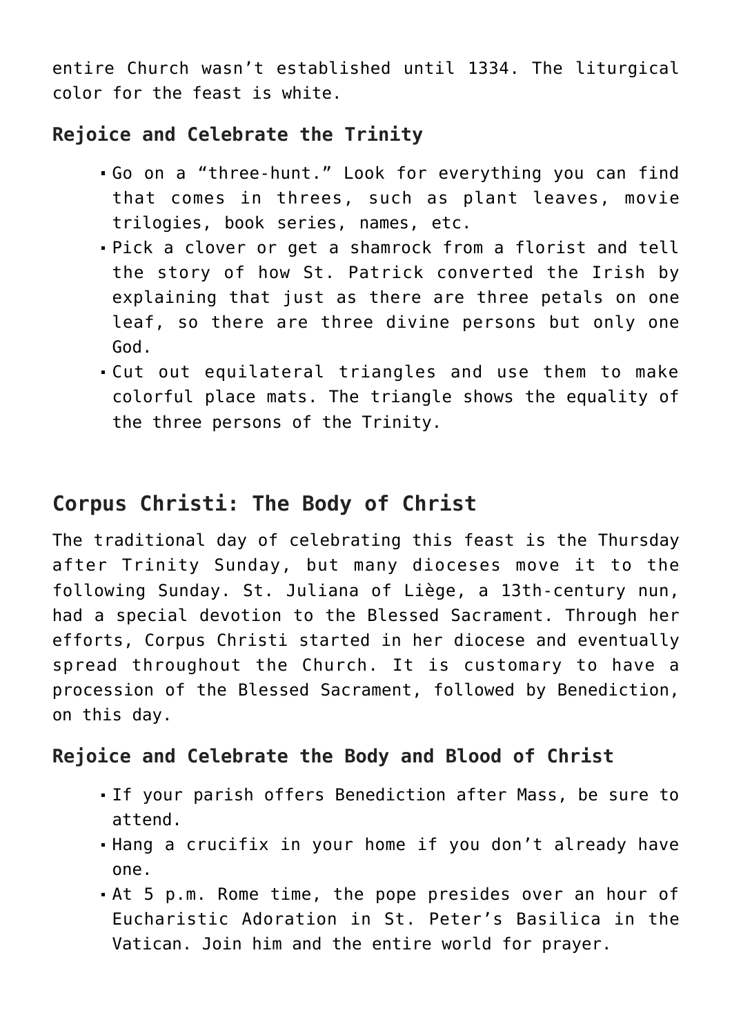entire Church wasn't established until 1334. The liturgical color for the feast is white.

### Rejoice and Celebrate the Trinity

- Go on a "three-hunt." Look for everything you can find that comes in threes, such as plant leaves, movie trilogies, book series, names, etc.
- Pick a clover or get a shamrock from a florist and tell the story of how St. Patrick converted the Irish by explaining that just as there are three petals on one leaf, so there are three divine persons but only one God.
- Cut out equilateral triangles and use them to make colorful place mats. The triangle shows the equality of the three persons of the Trinity.

## Corpus Christi: The Body of Christ

The traditional day of celebrating this feast is the Thursday after Trinity Sunday, but many dioceses move it to the following Sunday. St. Juliana of Liège, a 13th-century nun, had a special devotion to the Blessed Sacrament. Through her efforts, Corpus Christi started in her diocese and eventually spread throughout the Church. It is customary to have a procession of the Blessed Sacrament, followed by Benediction, on this day.

### Rejoice and Celebrate the Body and Blood of Christ

- If your parish offers Benediction after Mass, be sure to attend.
- Hang a crucifix in your home if you don't already have one.
- At 5 p.m. Rome time, the pope presides over an hour of Eucharistic Adoration in St. Peter's Basilica in the Vatican. Join him and the entire world for prayer.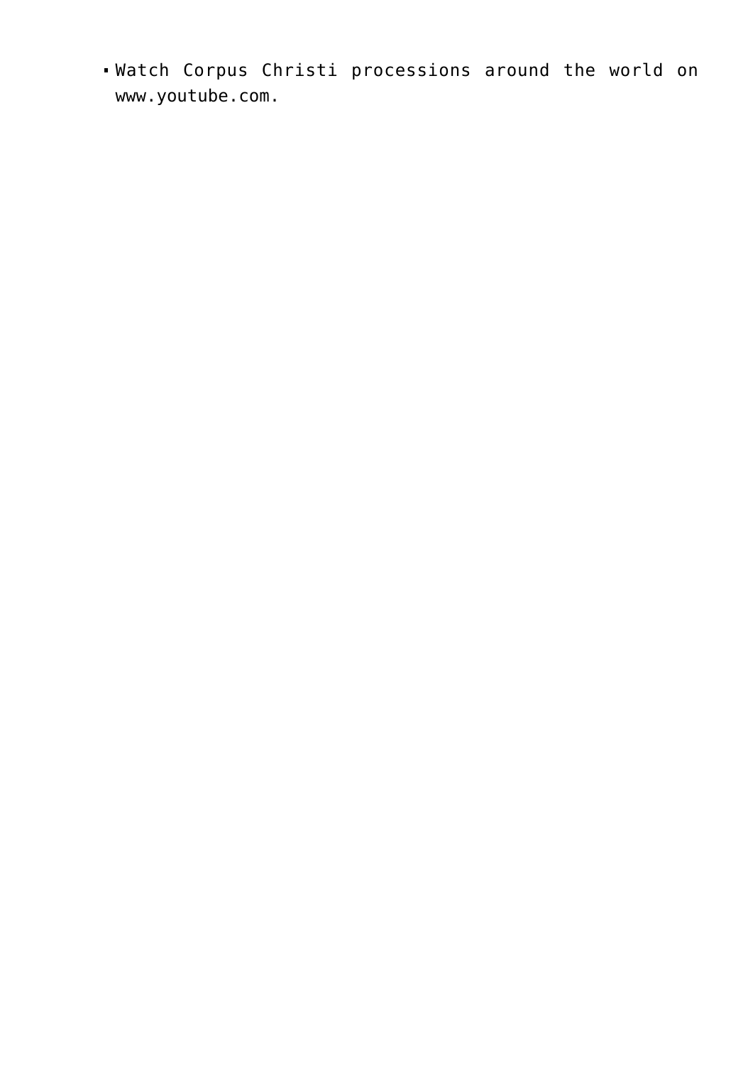- Watch Corpus Christi processions around the world on www.youtube.com.